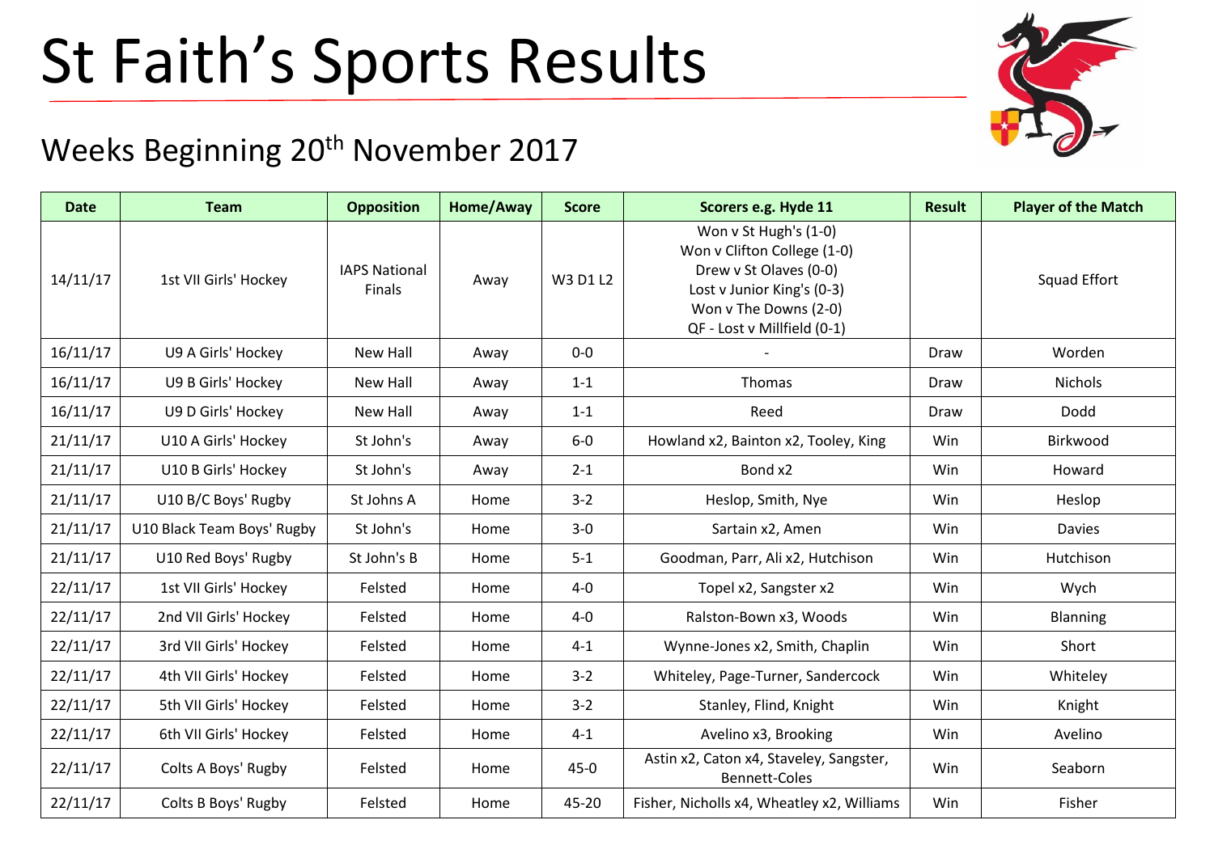# St Faith's Sports Results

## Weeks Beginning 20th November 2017

| Date | Team | Opposition | Home/Away | Score | Scorers e.g. Hyde 11 | Result | Player of the Match |
|---|---|---|---|---|---|---|---|
| 14/11/17 | 1st VII Girls' Hockey | IAPS National Finals | Away | W3 D1 L2 | Won v St Hugh's (1-0)<br>Won v Clifton College (1-0)<br>Drew v St Olaves (0-0)<br>Lost v Junior King's (0-3)<br>Won v The Downs (2-0)<br>QF - Lost v Millfield (0-1) | | Squad Effort |
| 16/11/17 | U9 A Girls' Hockey | New Hall | Away | 0-0 | - | Draw | Worden |
| 16/11/17 | U9 B Girls' Hockey | New Hall | Away | 1-1 | Thomas | Draw | Nichols |
| 16/11/17 | U9 D Girls' Hockey | New Hall | Away | 1-1 | Reed | Draw | Dodd |
| 21/11/17 | U10 A Girls' Hockey | St John's | Away | 6-0 | Howland x2, Bainton x2, Tooley, King | Win | Birkwood |
| 21/11/17 | U10 B Girls' Hockey | St John's | Away | 2-1 | Bond x2 | Win | Howard |
| 21/11/17 | U10 B/C Boys' Rugby | St Johns A | Home | 3-2 | Heslop, Smith, Nye | Win | Heslop |
| 21/11/17 | U10 Black Team Boys' Rugby | St John's | Home | 3-0 | Sartain x2, Amen | Win | Davies |
| 21/11/17 | U10 Red Boys' Rugby | St John's B | Home | 5-1 | Goodman, Parr, Ali x2, Hutchison | Win | Hutchison |
| 22/11/17 | 1st VII Girls' Hockey | Felsted | Home | 4-0 | Topel x2, Sangster x2 | Win | Wych |
| 22/11/17 | 2nd VII Girls' Hockey | Felsted | Home | 4-0 | Ralston-Bown x3, Woods | Win | Blanning |
| 22/11/17 | 3rd VII Girls' Hockey | Felsted | Home | 4-1 | Wynne-Jones x2, Smith, Chaplin | Win | Short |
| 22/11/17 | 4th VII Girls' Hockey | Felsted | Home | 3-2 | Whiteley, Page-Turner, Sandercock | Win | Whiteley |
| 22/11/17 | 5th VII Girls' Hockey | Felsted | Home | 3-2 | Stanley, Flind, Knight | Win | Knight |
| 22/11/17 | 6th VII Girls' Hockey | Felsted | Home | 4-1 | Avelino x3, Brooking | Win | Avelino |
| 22/11/17 | Colts A Boys' Rugby | Felsted | Home | 45-0 | Astin x2, Caton x4, Staveley, Sangster, Bennett-Coles | Win | Seaborn |
| 22/11/17 | Colts B Boys' Rugby | Felsted | Home | 45-20 | Fisher, Nicholls x4, Wheatley x2, Williams | Win | Fisher |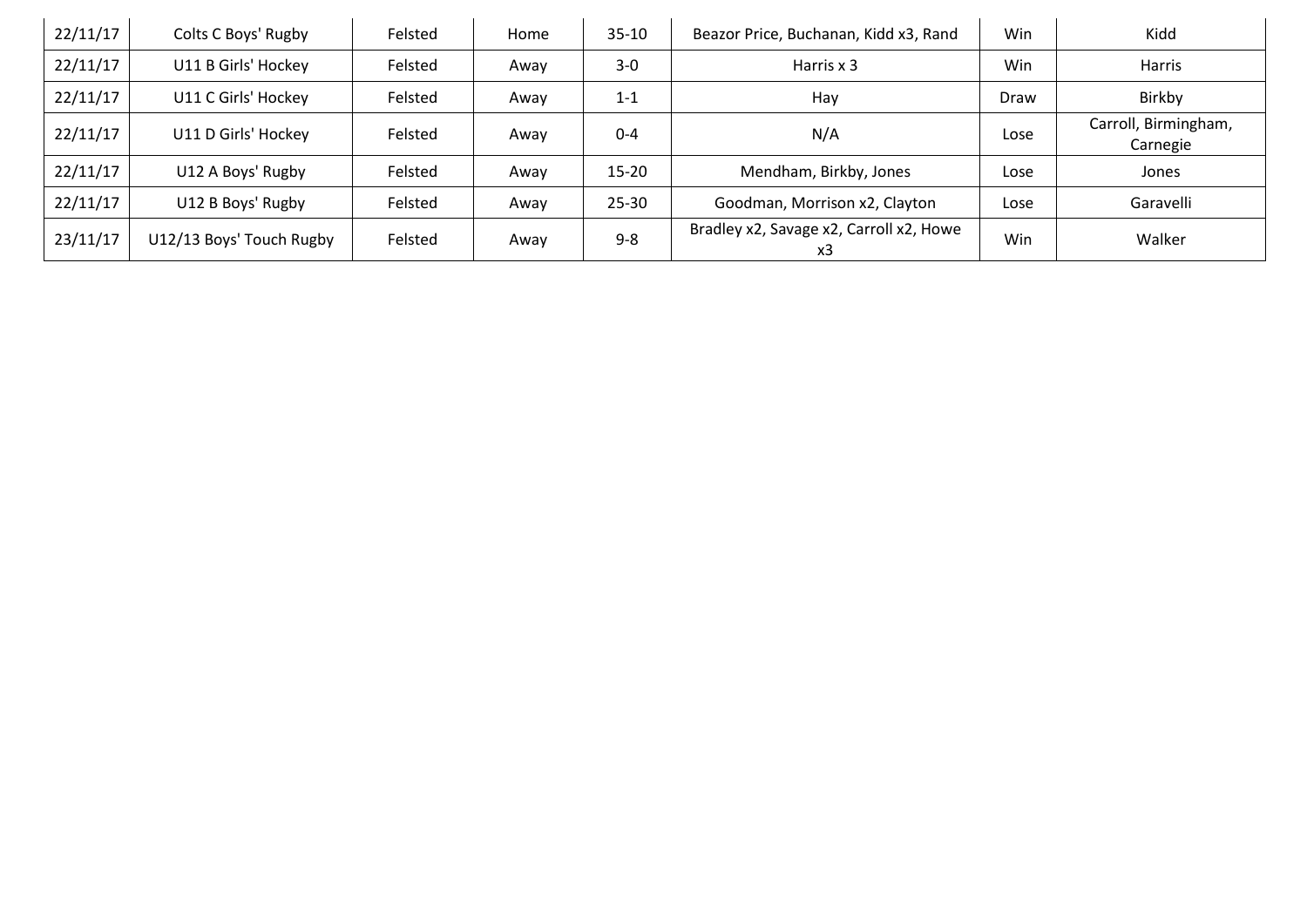| | | | | | | | |
|---|---|---|---|---|---|---|---|
| 22/11/17 | Colts C Boys' Rugby | Felsted | Home | 35-10 | Beazor Price, Buchanan, Kidd x3, Rand | Win | Kidd |
| 22/11/17 | U11 B Girls' Hockey | Felsted | Away | 3-0 | Harris x 3 | Win | Harris |
| 22/11/17 | U11 C Girls' Hockey | Felsted | Away | 1-1 | Hay | Draw | Birkby |
| 22/11/17 | U11 D Girls' Hockey | Felsted | Away | 0-4 | N/A | Lose | Carroll, Birmingham, Carnegie |
| 22/11/17 | U12 A Boys' Rugby | Felsted | Away | 15-20 | Mendham, Birkby, Jones | Lose | Jones |
| 22/11/17 | U12 B Boys' Rugby | Felsted | Away | 25-30 | Goodman, Morrison x2, Clayton | Lose | Garavelli |
| 23/11/17 | U12/13 Boys' Touch Rugby | Felsted | Away | 9-8 | Bradley x2, Savage x2, Carroll x2, Howe x3 | Win | Walker |